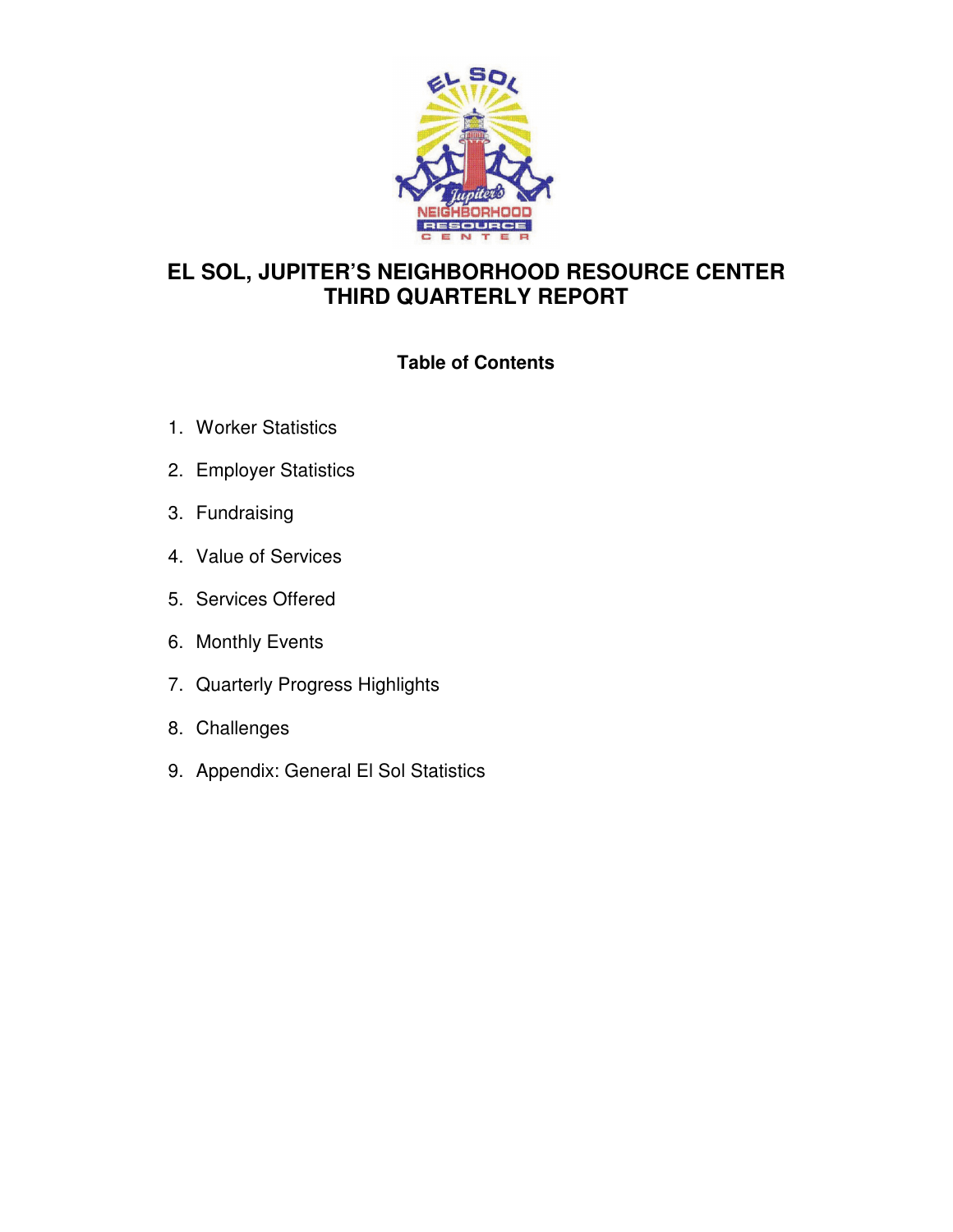# EL SOL, JUPITER'S NEIGHBORHOOD RESOURCE CENTER
# THIRD QUARTERLY REPORT

## Table of Contents

1. Worker Statistics
2. Employer Statistics
3. Fundraising
4. Value of Services
5. Services Offered
6. Monthly Events
7. Quarterly Progress Highlights
8. Challenges
9. Appendix: General El Sol Statistics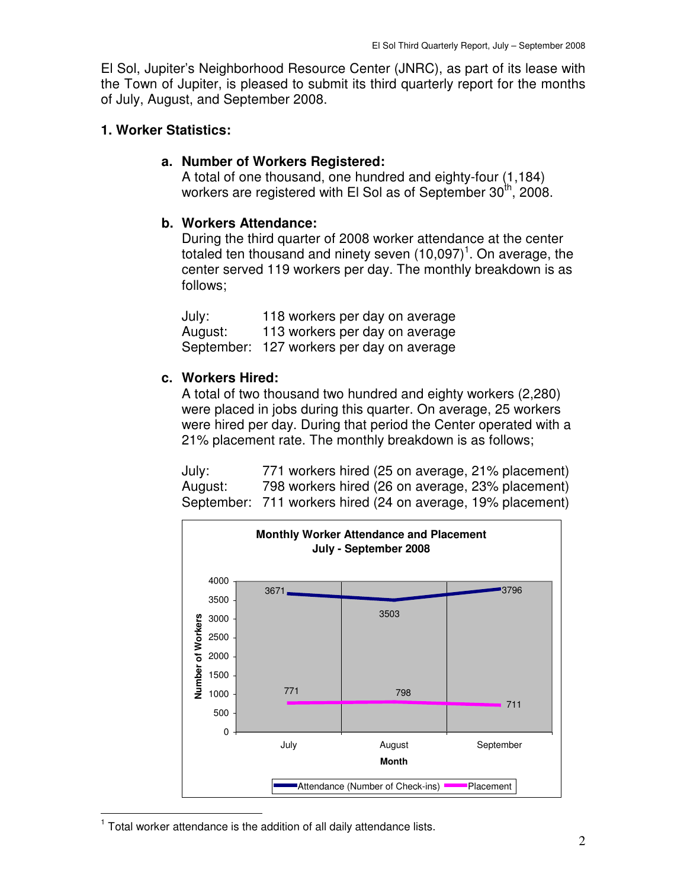El Sol, Jupiter's Neighborhood Resource Center (JNRC), as part of its lease with the Town of Jupiter, is pleased to submit its third quarterly report for the months of July, August, and September 2008.

## 1. Worker Statistics:

### a. Number of Workers Registered:

A total of one thousand, one hundred and eighty-four (1,184) workers are registered with El Sol as of September 30th, 2008.

### b. Workers Attendance:

During the third quarter of 2008 worker attendance at the center totaled ten thousand and ninety seven (10,097)[1]. On average, the center served 119 workers per day. The monthly breakdown is as follows;

July: 118 workers per day on average
August: 113 workers per day on average
September: 127 workers per day on average

### c. Workers Hired:

A total of two thousand two hundred and eighty workers (2,280) were placed in jobs during this quarter. On average, 25 workers were hired per day. During that period the Center operated with a 21% placement rate. The monthly breakdown is as follows;

July: 771 workers hired (25 on average, 21% placement)
August: 798 workers hired (26 on average, 23% placement)
September: 711 workers hired (24 on average, 19% placement)

Monthly Worker Attendance and Placement
July - September 2008

Number of Workers
4000
3500
3000
2500
2000
1500
1000
500
0

3671
3503
3796
771
798
711

July
August
September
Month

Attendance (Number of Check-ins)
Placement

[1] Total worker attendance is the addition of all daily attendance lists.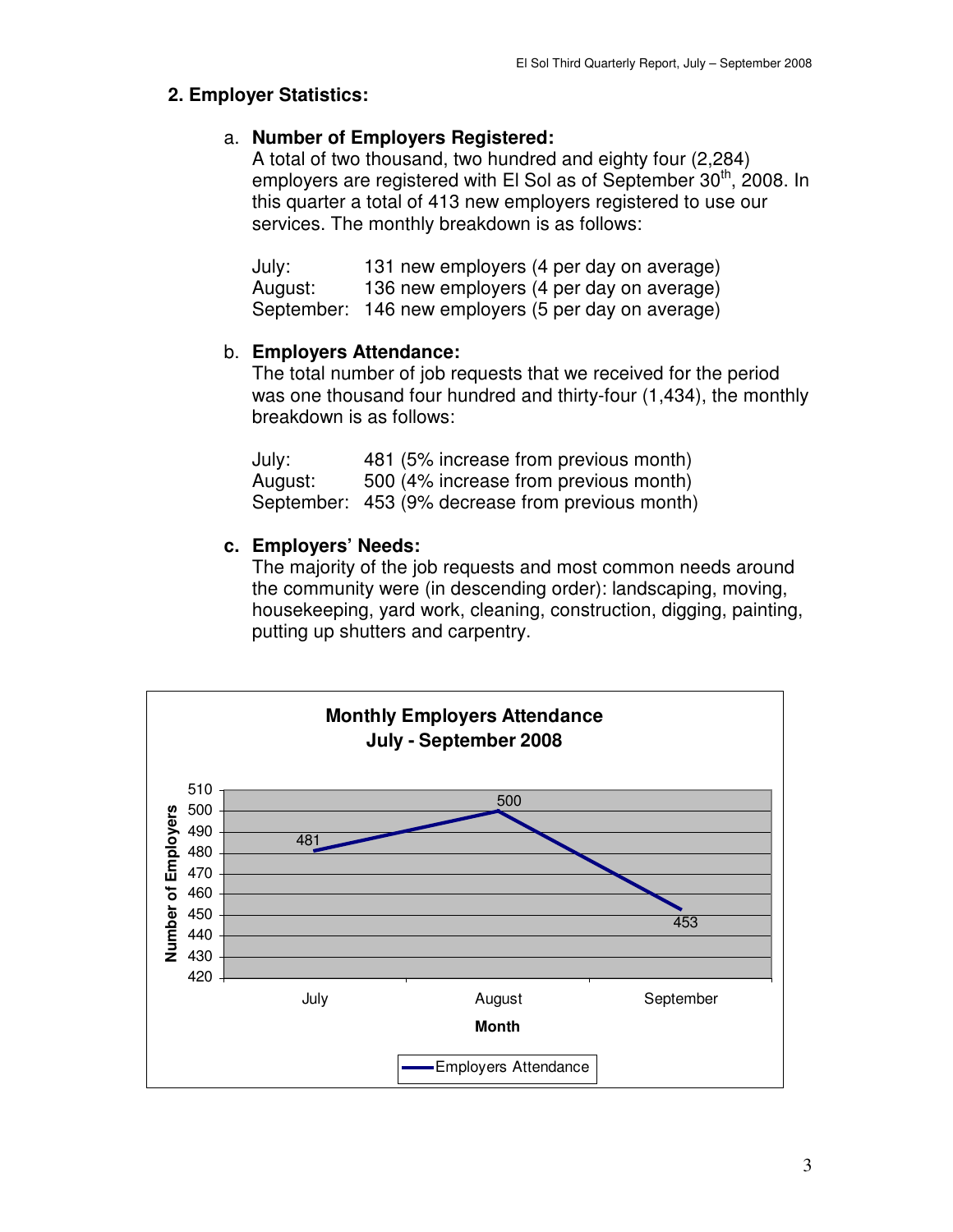## 2. Employer Statistics:

a. **Number of Employers Registered:**
A total of two thousand, two hundred and eighty four (2,284) employers are registered with El Sol as of September 30th, 2008. In this quarter a total of 413 new employers registered to use our services. The monthly breakdown is as follows:

| | |
|---|---|
| July: | 131 new employers (4 per day on average) |
| August: | 136 new employers (4 per day on average) |
| September: | 146 new employers (5 per day on average) |

b. **Employers Attendance:**
The total number of job requests that we received for the period was one thousand four hundred and thirty-four (1,434), the monthly breakdown is as follows:

| | |
|---|---|
| July: | 481 (5% increase from previous month) |
| August: | 500 (4% increase from previous month) |
| September: | 453 (9% decrease from previous month) |

c. **Employers' Needs:**
The majority of the job requests and most common needs around the community were (in descending order): landscaping, moving, housekeeping, yard work, cleaning, construction, digging, painting, putting up shutters and carpentry.

**Monthly Employers Attendance**
**July - September 2008**

Number of Employers

510
500
490
480
470
460
450
440
430
420

481
500
453

July
August
September

**Month**

Employers Attendance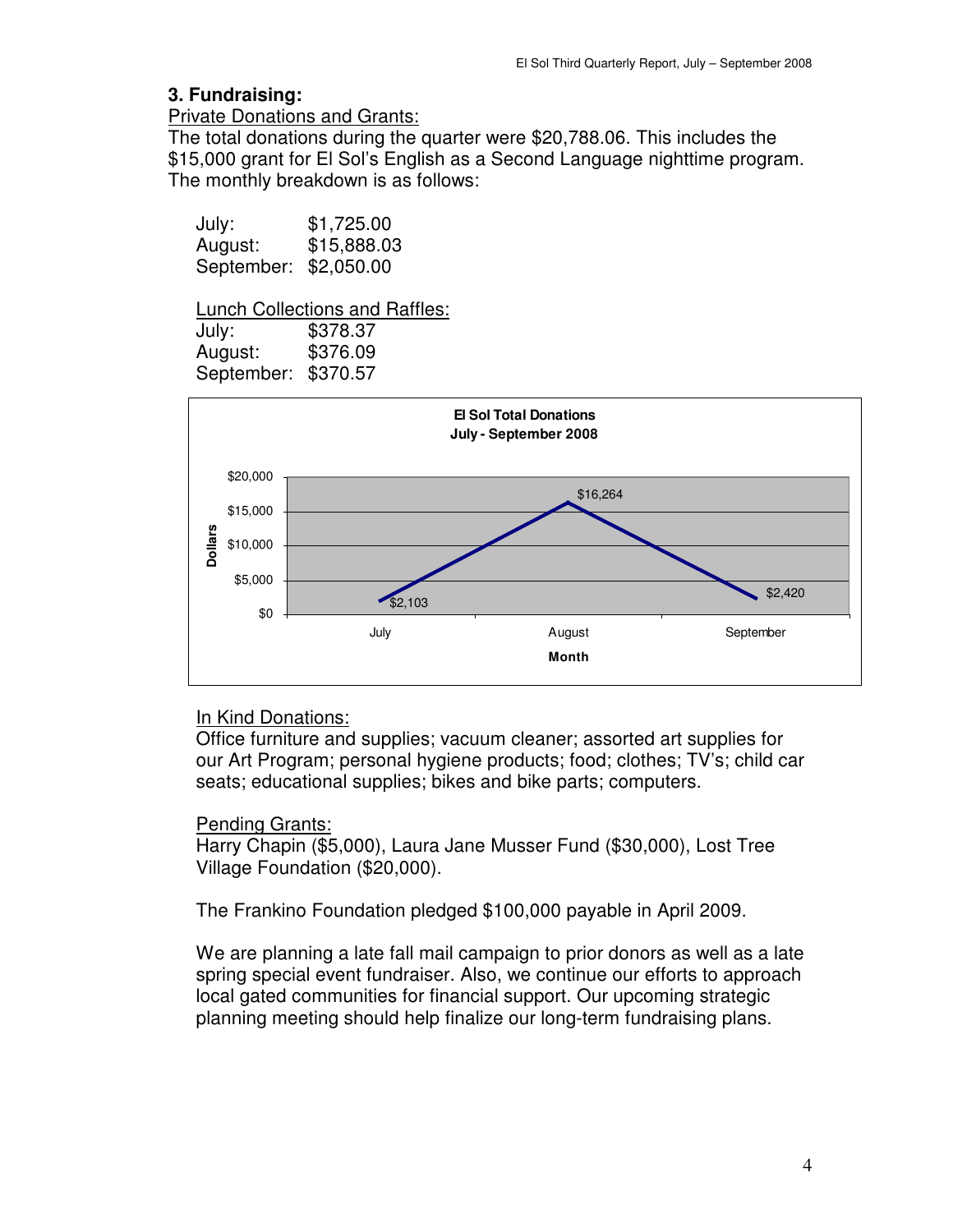## 3. Fundraising:

Private Donations and Grants:

The total donations during the quarter were $20,788.06. This includes the $15,000 grant for El Sol's English as a Second Language nighttime program. The monthly breakdown is as follows:

| | |
|---|---|
| July: | $1,725.00 |
| August: | $15,888.03 |
| September: | $2,050.00 |

Lunch Collections and Raffles:

| | |
|---|---|
| July: | $378.37 |
| August: | $376.09 |
| September: | $370.57 |

El Sol Total Donations
July - September 2008

Dollars

$20,000
$15,000
$10,000
$5,000
$0

$2,103
$16,264
$2,420

July
August
September

Month

In Kind Donations:

Office furniture and supplies; vacuum cleaner; assorted art supplies for our Art Program; personal hygiene products; food; clothes; TV's; child car seats; educational supplies; bikes and bike parts; computers.

Pending Grants:

Harry Chapin ($5,000), Laura Jane Musser Fund ($30,000), Lost Tree Village Foundation ($20,000).

The Frankino Foundation pledged $100,000 payable in April 2009.

We are planning a late fall mail campaign to prior donors as well as a late spring special event fundraiser. Also, we continue our efforts to approach local gated communities for financial support. Our upcoming strategic planning meeting should help finalize our long-term fundraising plans.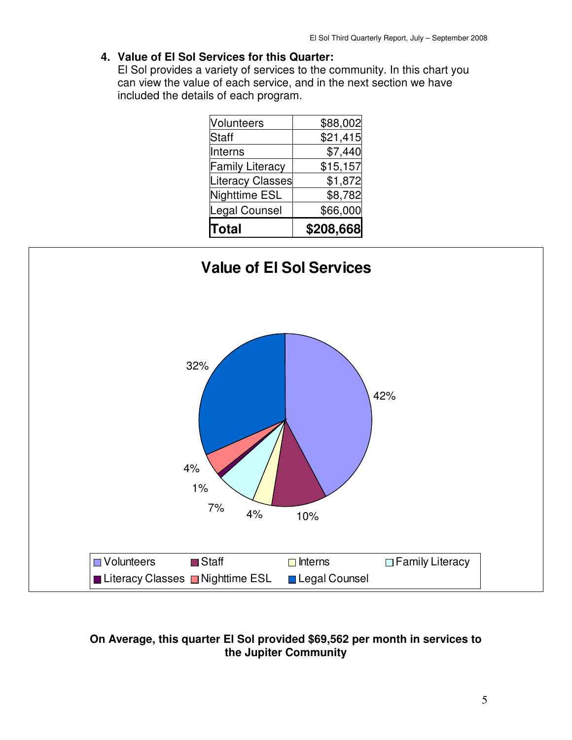4. **Value of El Sol Services for this Quarter:**
   El Sol provides a variety of services to the community. In this chart you can view the value of each service, and in the next section we have included the details of each program.

| | |
|---|---|
| Volunteers | $88,002 |
| Staff | $21,415 |
| Interns | $7,440 |
| Family Literacy | $15,157 |
| Literacy Classes | $1,872 |
| Nighttime ESL | $8,782 |
| Legal Counsel | $66,000 |
| **Total** | **$208,668** |

Value of El Sol Services

32%

42%

4%

1%

7%

4%

10%

Volunteers
Staff
Interns
Family Literacy
Literacy Classes
Nighttime ESL
Legal Counsel

**On Average, this quarter El Sol provided $69,562 per month in services to the Jupiter Community**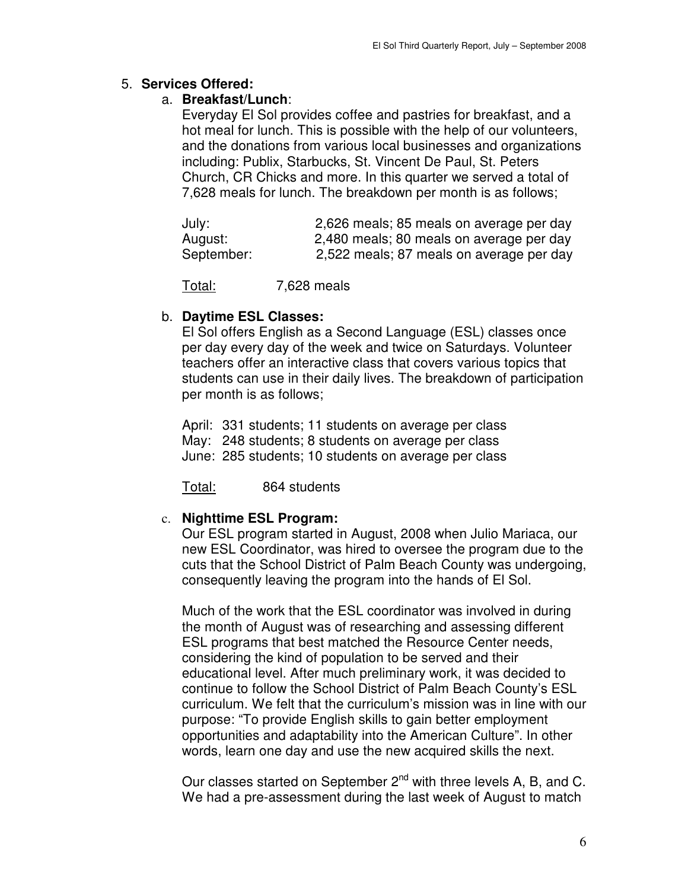5. **Services Offered:**

   a. **Breakfast/Lunch**:

   Everyday El Sol provides coffee and pastries for breakfast, and a hot meal for lunch. This is possible with the help of our volunteers, and the donations from various local businesses and organizations including: Publix, Starbucks, St. Vincent De Paul, St. Peters Church, CR Chicks and more. In this quarter we served a total of 7,628 meals for lunch. The breakdown per month is as follows;

   | | |
   |---|---|
   | July: | 2,626 meals; 85 meals on average per day |
   | August: | 2,480 meals; 80 meals on average per day |
   | September: | 2,522 meals; 87 meals on average per day |

   Total: 7,628 meals

   b. **Daytime ESL Classes:**

   El Sol offers English as a Second Language (ESL) classes once per day every day of the week and twice on Saturdays. Volunteer teachers offer an interactive class that covers various topics that students can use in their daily lives. The breakdown of participation per month is as follows;

   April: 331 students; 11 students on average per class
   May: 248 students; 8 students on average per class
   June: 285 students; 10 students on average per class

   Total: 864 students

   c. **Nighttime ESL Program:**

   Our ESL program started in August, 2008 when Julio Mariaca, our new ESL Coordinator, was hired to oversee the program due to the cuts that the School District of Palm Beach County was undergoing, consequently leaving the program into the hands of El Sol.

   Much of the work that the ESL coordinator was involved in during the month of August was of researching and assessing different ESL programs that best matched the Resource Center needs, considering the kind of population to be served and their educational level. After much preliminary work, it was decided to continue to follow the School District of Palm Beach County's ESL curriculum. We felt that the curriculum's mission was in line with our purpose: "To provide English skills to gain better employment opportunities and adaptability into the American Culture". In other words, learn one day and use the new acquired skills the next.

   Our classes started on September 2nd with three levels A, B, and C. We had a pre-assessment during the last week of August to match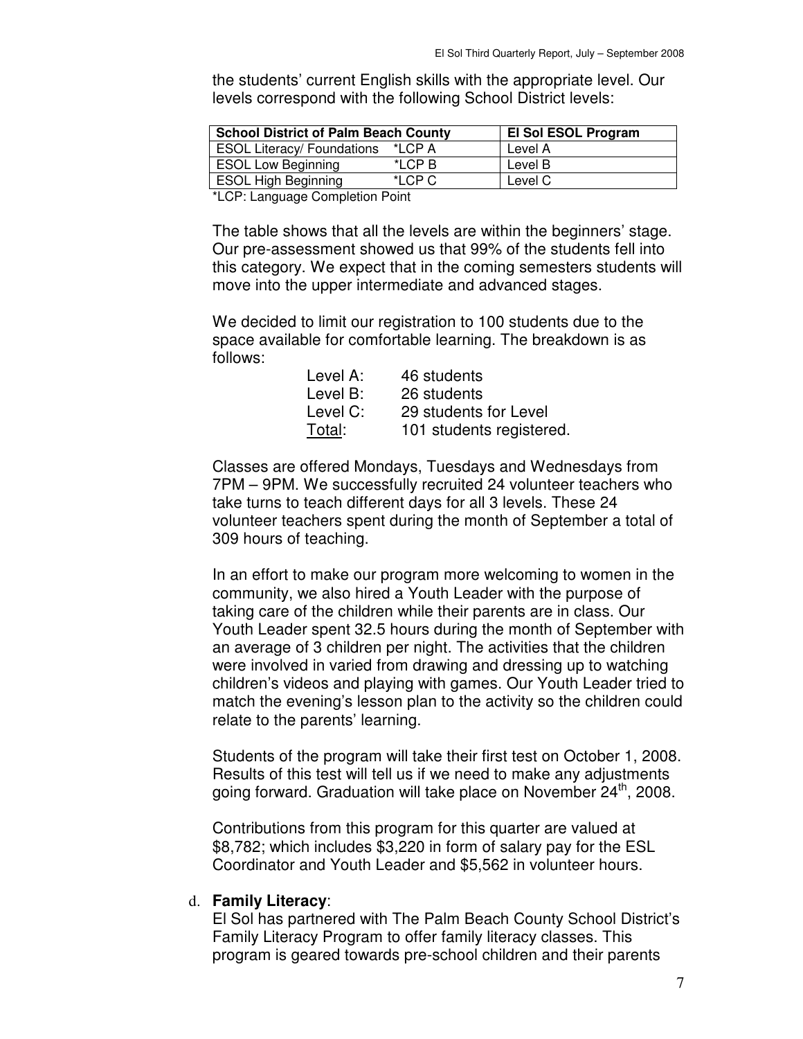the students' current English skills with the appropriate level. Our levels correspond with the following School District levels:

| School District of Palm Beach County | | El Sol ESOL Program |
|---|---|---|
| ESOL Literacy/ Foundations | *LCP A | Level A |
| ESOL Low Beginning | *LCP B | Level B |
| ESOL High Beginning | *LCP C | Level C |

*LCP: Language Completion Point

The table shows that all the levels are within the beginners' stage. Our pre-assessment showed us that 99% of the students fell into this category. We expect that in the coming semesters students will move into the upper intermediate and advanced stages.

We decided to limit our registration to 100 students due to the space available for comfortable learning. The breakdown is as follows:

Level A: 46 students
Level B: 26 students
Level C: 29 students for Level
<u>Total</u>: 101 students registered.

Classes are offered Mondays, Tuesdays and Wednesdays from 7PM – 9PM. We successfully recruited 24 volunteer teachers who take turns to teach different days for all 3 levels. These 24 volunteer teachers spent during the month of September a total of 309 hours of teaching.

In an effort to make our program more welcoming to women in the community, we also hired a Youth Leader with the purpose of taking care of the children while their parents are in class. Our Youth Leader spent 32.5 hours during the month of September with an average of 3 children per night. The activities that the children were involved in varied from drawing and dressing up to watching children's videos and playing with games. Our Youth Leader tried to match the evening's lesson plan to the activity so the children could relate to the parents' learning.

Students of the program will take their first test on October 1, 2008. Results of this test will tell us if we need to make any adjustments going forward. Graduation will take place on November 24th, 2008.

Contributions from this program for this quarter are valued at $8,782; which includes $3,220 in form of salary pay for the ESL Coordinator and Youth Leader and $5,562 in volunteer hours.

d. **Family Literacy**:
El Sol has partnered with The Palm Beach County School District's Family Literacy Program to offer family literacy classes. This program is geared towards pre-school children and their parents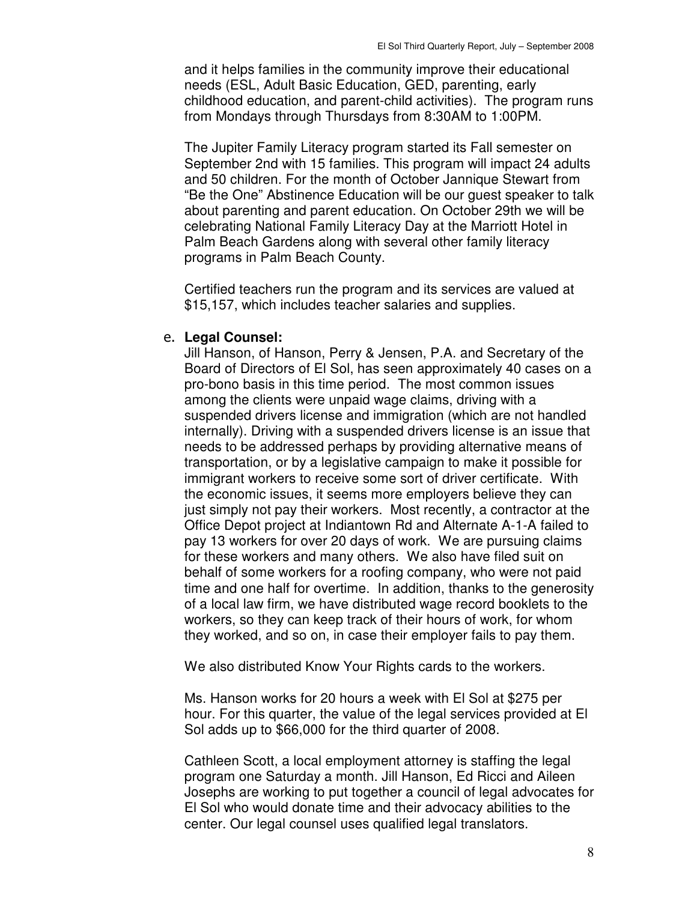and it helps families in the community improve their educational needs (ESL, Adult Basic Education, GED, parenting, early childhood education, and parent-child activities). The program runs from Mondays through Thursdays from 8:30AM to 1:00PM.

The Jupiter Family Literacy program started its Fall semester on September 2nd with 15 families. This program will impact 24 adults and 50 children. For the month of October Jannique Stewart from "Be the One" Abstinence Education will be our guest speaker to talk about parenting and parent education. On October 29th we will be celebrating National Family Literacy Day at the Marriott Hotel in Palm Beach Gardens along with several other family literacy programs in Palm Beach County.

Certified teachers run the program and its services are valued at $15,157, which includes teacher salaries and supplies.

e. **Legal Counsel:**
Jill Hanson, of Hanson, Perry & Jensen, P.A. and Secretary of the Board of Directors of El Sol, has seen approximately 40 cases on a pro-bono basis in this time period. The most common issues among the clients were unpaid wage claims, driving with a suspended drivers license and immigration (which are not handled internally). Driving with a suspended drivers license is an issue that needs to be addressed perhaps by providing alternative means of transportation, or by a legislative campaign to make it possible for immigrant workers to receive some sort of driver certificate. With the economic issues, it seems more employers believe they can just simply not pay their workers. Most recently, a contractor at the Office Depot project at Indiantown Rd and Alternate A-1-A failed to pay 13 workers for over 20 days of work. We are pursuing claims for these workers and many others. We also have filed suit on behalf of some workers for a roofing company, who were not paid time and one half for overtime. In addition, thanks to the generosity of a local law firm, we have distributed wage record booklets to the workers, so they can keep track of their hours of work, for whom they worked, and so on, in case their employer fails to pay them.

We also distributed Know Your Rights cards to the workers.

Ms. Hanson works for 20 hours a week with El Sol at $275 per hour. For this quarter, the value of the legal services provided at El Sol adds up to $66,000 for the third quarter of 2008.

Cathleen Scott, a local employment attorney is staffing the legal program one Saturday a month. Jill Hanson, Ed Ricci and Aileen Josephs are working to put together a council of legal advocates for El Sol who would donate time and their advocacy abilities to the center. Our legal counsel uses qualified legal translators.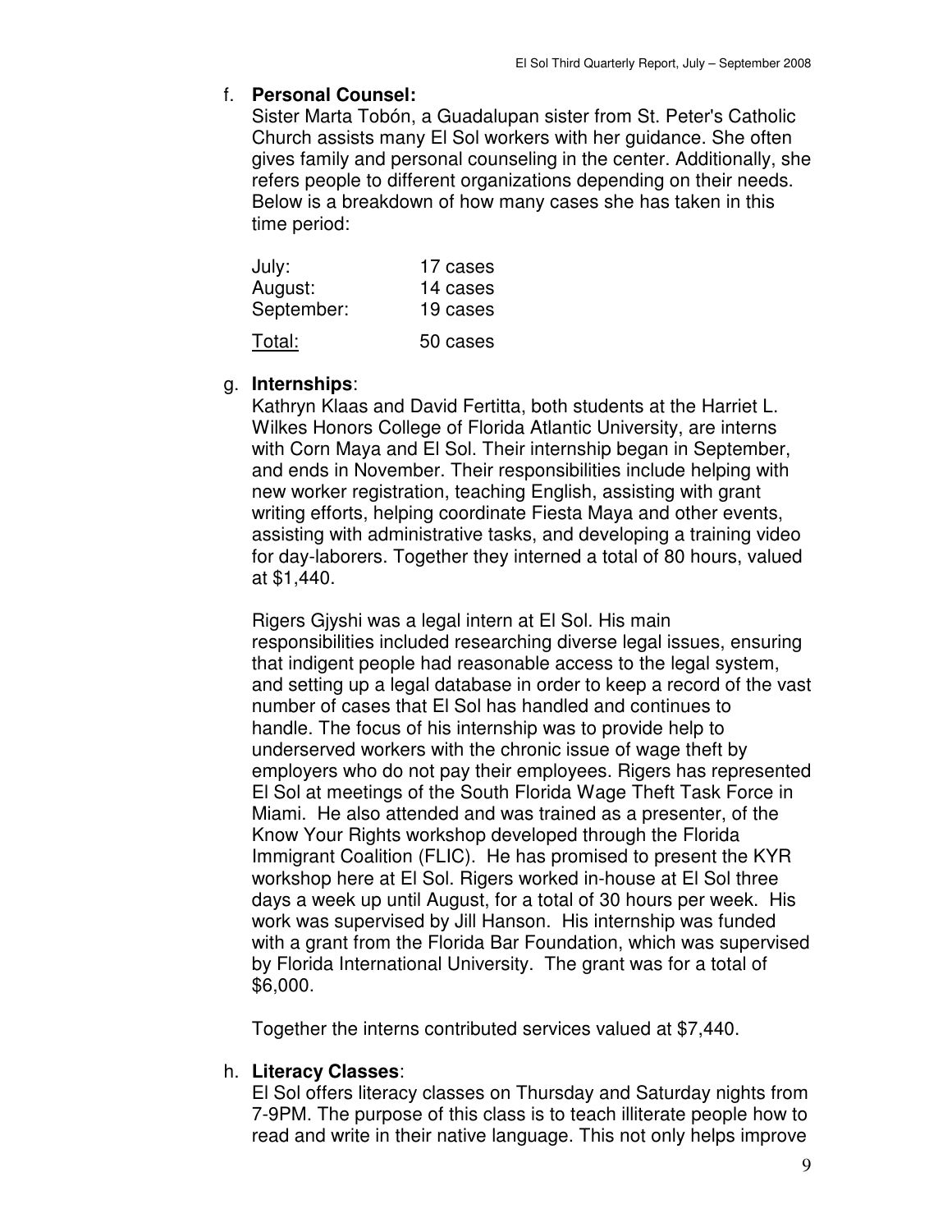f. **Personal Counsel:**
Sister Marta Tobón, a Guadalupan sister from St. Peter's Catholic Church assists many El Sol workers with her guidance. She often gives family and personal counseling in the center. Additionally, she refers people to different organizations depending on their needs. Below is a breakdown of how many cases she has taken in this time period:

| | |
|---|---|
| July: | 17 cases |
| August: | 14 cases |
| September: | 19 cases |
| Total: | 50 cases |

g. **Internships**:
Kathryn Klaas and David Fertitta, both students at the Harriet L. Wilkes Honors College of Florida Atlantic University, are interns with Corn Maya and El Sol. Their internship began in September, and ends in November. Their responsibilities include helping with new worker registration, teaching English, assisting with grant writing efforts, helping coordinate Fiesta Maya and other events, assisting with administrative tasks, and developing a training video for day-laborers. Together they interned a total of 80 hours, valued at $1,440.

Rigers Gjyshi was a legal intern at El Sol. His main responsibilities included researching diverse legal issues, ensuring that indigent people had reasonable access to the legal system, and setting up a legal database in order to keep a record of the vast number of cases that El Sol has handled and continues to handle. The focus of his internship was to provide help to underserved workers with the chronic issue of wage theft by employers who do not pay their employees. Rigers has represented El Sol at meetings of the South Florida Wage Theft Task Force in Miami. He also attended and was trained as a presenter, of the Know Your Rights workshop developed through the Florida Immigrant Coalition (FLIC). He has promised to present the KYR workshop here at El Sol. Rigers worked in-house at El Sol three days a week up until August, for a total of 30 hours per week. His work was supervised by Jill Hanson. His internship was funded with a grant from the Florida Bar Foundation, which was supervised by Florida International University. The grant was for a total of $6,000.

Together the interns contributed services valued at $7,440.

h. **Literacy Classes**:
El Sol offers literacy classes on Thursday and Saturday nights from 7-9PM. The purpose of this class is to teach illiterate people how to read and write in their native language. This not only helps improve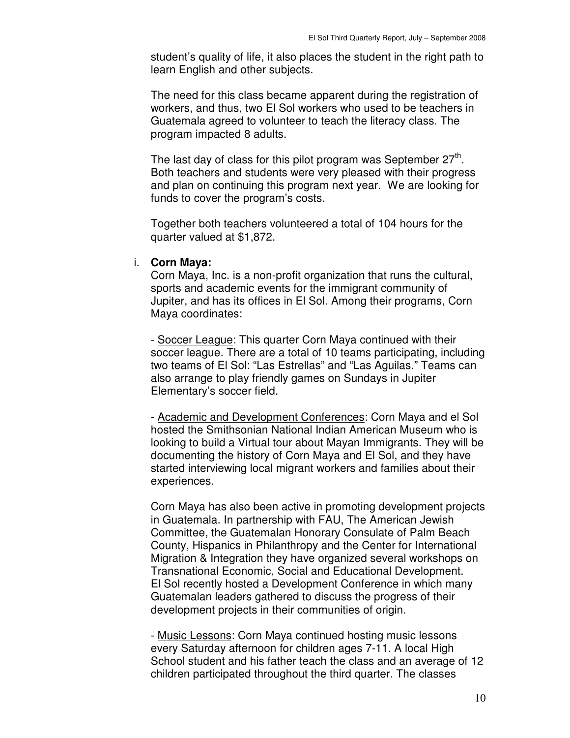student's quality of life, it also places the student in the right path to learn English and other subjects.

The need for this class became apparent during the registration of workers, and thus, two El Sol workers who used to be teachers in Guatemala agreed to volunteer to teach the literacy class. The program impacted 8 adults.

The last day of class for this pilot program was September 27th. Both teachers and students were very pleased with their progress and plan on continuing this program next year. We are looking for funds to cover the program's costs.

Together both teachers volunteered a total of 104 hours for the quarter valued at $1,872.

i. **Corn Maya:**

Corn Maya, Inc. is a non-profit organization that runs the cultural, sports and academic events for the immigrant community of Jupiter, and has its offices in El Sol. Among their programs, Corn Maya coordinates:

- <u>Soccer League</u>: This quarter Corn Maya continued with their soccer league. There are a total of 10 teams participating, including two teams of El Sol: "Las Estrellas" and "Las Aguilas." Teams can also arrange to play friendly games on Sundays in Jupiter Elementary's soccer field.

- <u>Academic and Development Conferences</u>: Corn Maya and el Sol hosted the Smithsonian National Indian American Museum who is looking to build a Virtual tour about Mayan Immigrants. They will be documenting the history of Corn Maya and El Sol, and they have started interviewing local migrant workers and families about their experiences.

Corn Maya has also been active in promoting development projects in Guatemala. In partnership with FAU, The American Jewish Committee, the Guatemalan Honorary Consulate of Palm Beach County, Hispanics in Philanthropy and the Center for International Migration & Integration they have organized several workshops on Transnational Economic, Social and Educational Development. El Sol recently hosted a Development Conference in which many Guatemalan leaders gathered to discuss the progress of their development projects in their communities of origin.

- <u>Music Lessons</u>: Corn Maya continued hosting music lessons every Saturday afternoon for children ages 7-11. A local High School student and his father teach the class and an average of 12 children participated throughout the third quarter. The classes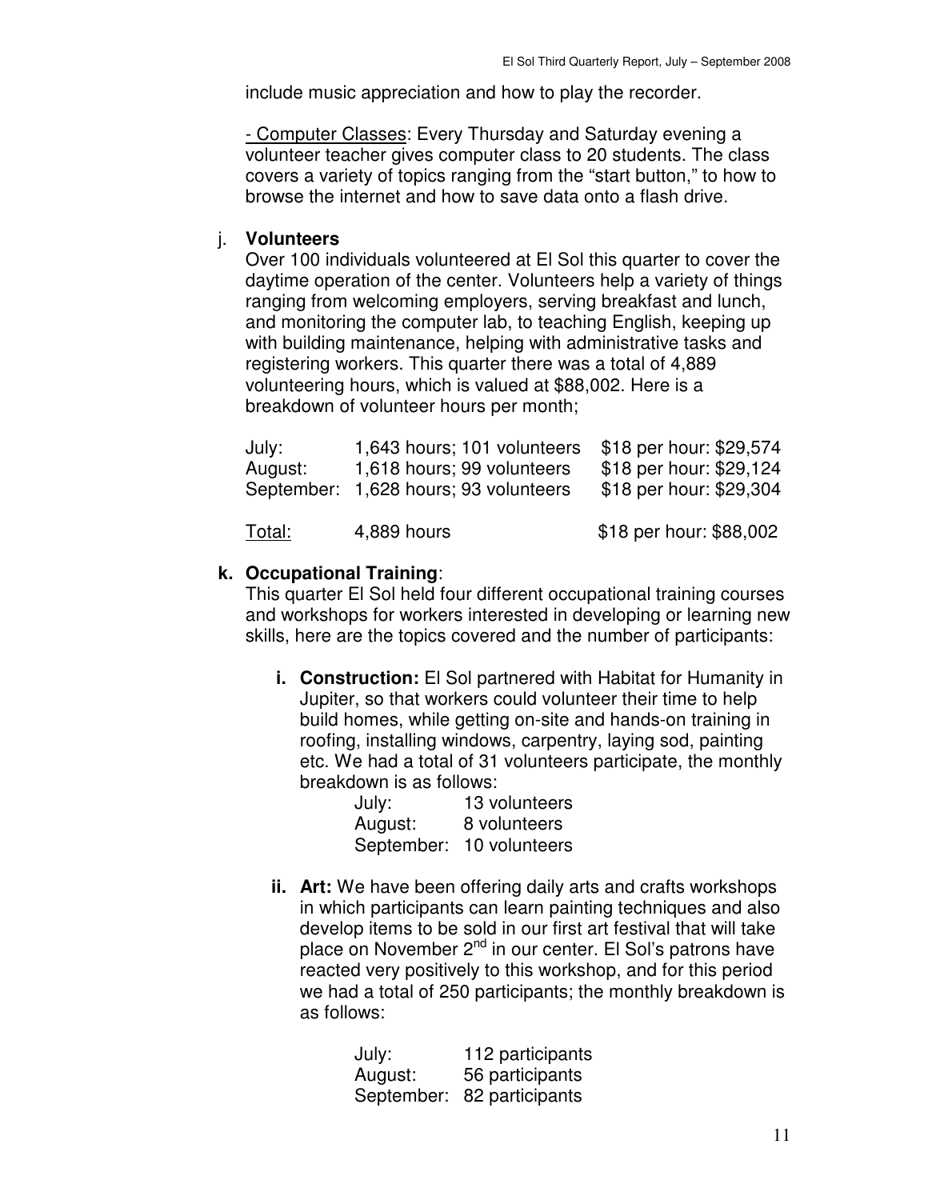include music appreciation and how to play the recorder.

- Computer Classes: Every Thursday and Saturday evening a volunteer teacher gives computer class to 20 students. The class covers a variety of topics ranging from the “start button,” to how to browse the internet and how to save data onto a flash drive.

j. **Volunteers**

Over 100 individuals volunteered at El Sol this quarter to cover the daytime operation of the center. Volunteers help a variety of things ranging from welcoming employers, serving breakfast and lunch, and monitoring the computer lab, to teaching English, keeping up with building maintenance, helping with administrative tasks and registering workers. This quarter there was a total of 4,889 volunteering hours, which is valued at $88,002. Here is a breakdown of volunteer hours per month;

| | | |
|---|---|---|
| July: | 1,643 hours; 101 volunteers | $18 per hour: $29,574 |
| August: | 1,618 hours; 99 volunteers | $18 per hour: $29,124 |
| September: | 1,628 hours; 93 volunteers | $18 per hour: $29,304 |
| Total: | 4,889 hours | $18 per hour: $88,002 |

**k. Occupational Training**:

This quarter El Sol held four different occupational training courses and workshops for workers interested in developing or learning new skills, here are the topics covered and the number of participants:

**i. Construction:** El Sol partnered with Habitat for Humanity in Jupiter, so that workers could volunteer their time to help build homes, while getting on-site and hands-on training in roofing, installing windows, carpentry, laying sod, painting etc. We had a total of 31 volunteers participate, the monthly breakdown is as follows:

| | |
|---|---|
| July: | 13 volunteers |
| August: | 8 volunteers |
| September: | 10 volunteers |

**ii. Art:** We have been offering daily arts and crafts workshops in which participants can learn painting techniques and also develop items to be sold in our first art festival that will take place on November 2nd in our center. El Sol’s patrons have reacted very positively to this workshop, and for this period we had a total of 250 participants; the monthly breakdown is as follows:

| | |
|---|---|
| July: | 112 participants |
| August: | 56 participants |
| September: | 82 participants |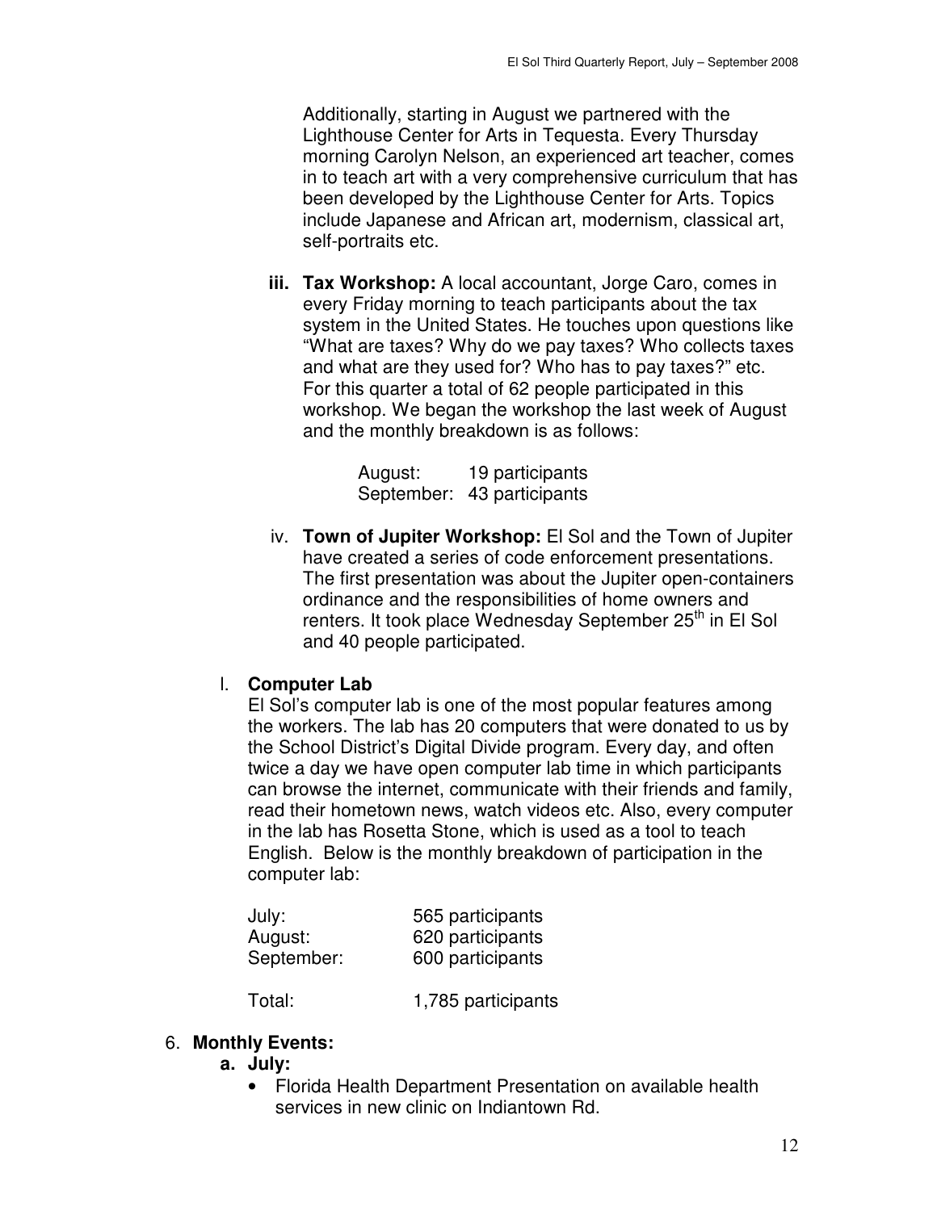Additionally, starting in August we partnered with the Lighthouse Center for Arts in Tequesta. Every Thursday morning Carolyn Nelson, an experienced art teacher, comes in to teach art with a very comprehensive curriculum that has been developed by the Lighthouse Center for Arts. Topics include Japanese and African art, modernism, classical art, self-portraits etc.

iii. **Tax Workshop:** A local accountant, Jorge Caro, comes in every Friday morning to teach participants about the tax system in the United States. He touches upon questions like "What are taxes? Why do we pay taxes? Who collects taxes and what are they used for? Who has to pay taxes?" etc. For this quarter a total of 62 people participated in this workshop. We began the workshop the last week of August and the monthly breakdown is as follows:

| | |
|---|---|
| August: | 19 participants |
| September: | 43 participants |

iv. **Town of Jupiter Workshop:** El Sol and the Town of Jupiter have created a series of code enforcement presentations. The first presentation was about the Jupiter open-containers ordinance and the responsibilities of home owners and renters. It took place Wednesday September 25th in El Sol and 40 people participated.

l. **Computer Lab**

El Sol's computer lab is one of the most popular features among the workers. The lab has 20 computers that were donated to us by the School District's Digital Divide program. Every day, and often twice a day we have open computer lab time in which participants can browse the internet, communicate with their friends and family, read their hometown news, watch videos etc. Also, every computer in the lab has Rosetta Stone, which is used as a tool to teach English. Below is the monthly breakdown of participation in the computer lab:

| | |
|---|---|
| July: | 565 participants |
| August: | 620 participants |
| September: | 600 participants |
| Total: | 1,785 participants |

6. **Monthly Events:**
   - **a. July:**
     - Florida Health Department Presentation on available health services in new clinic on Indiantown Rd.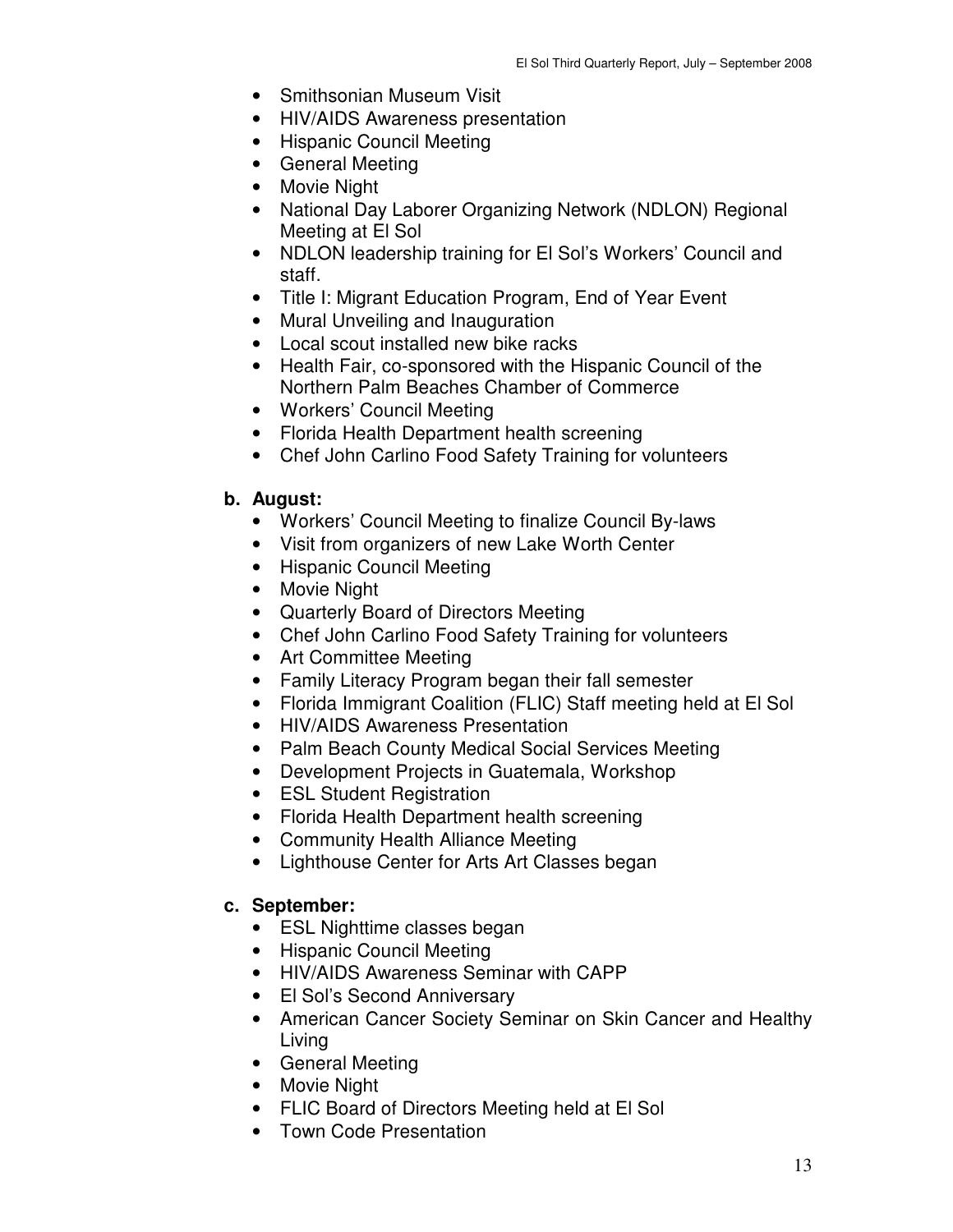- Smithsonian Museum Visit
- HIV/AIDS Awareness presentation
- Hispanic Council Meeting
- General Meeting
- Movie Night
- National Day Laborer Organizing Network (NDLON) Regional Meeting at El Sol
- NDLON leadership training for El Sol's Workers' Council and staff.
- Title I: Migrant Education Program, End of Year Event
- Mural Unveiling and Inauguration
- Local scout installed new bike racks
- Health Fair, co-sponsored with the Hispanic Council of the Northern Palm Beaches Chamber of Commerce
- Workers' Council Meeting
- Florida Health Department health screening
- Chef John Carlino Food Safety Training for volunteers

**b. August:**

- Workers' Council Meeting to finalize Council By-laws
- Visit from organizers of new Lake Worth Center
- Hispanic Council Meeting
- Movie Night
- Quarterly Board of Directors Meeting
- Chef John Carlino Food Safety Training for volunteers
- Art Committee Meeting
- Family Literacy Program began their fall semester
- Florida Immigrant Coalition (FLIC) Staff meeting held at El Sol
- HIV/AIDS Awareness Presentation
- Palm Beach County Medical Social Services Meeting
- Development Projects in Guatemala, Workshop
- ESL Student Registration
- Florida Health Department health screening
- Community Health Alliance Meeting
- Lighthouse Center for Arts Art Classes began

**c. September:**

- ESL Nighttime classes began
- Hispanic Council Meeting
- HIV/AIDS Awareness Seminar with CAPP
- El Sol's Second Anniversary
- American Cancer Society Seminar on Skin Cancer and Healthy Living
- General Meeting
- Movie Night
- FLIC Board of Directors Meeting held at El Sol
- Town Code Presentation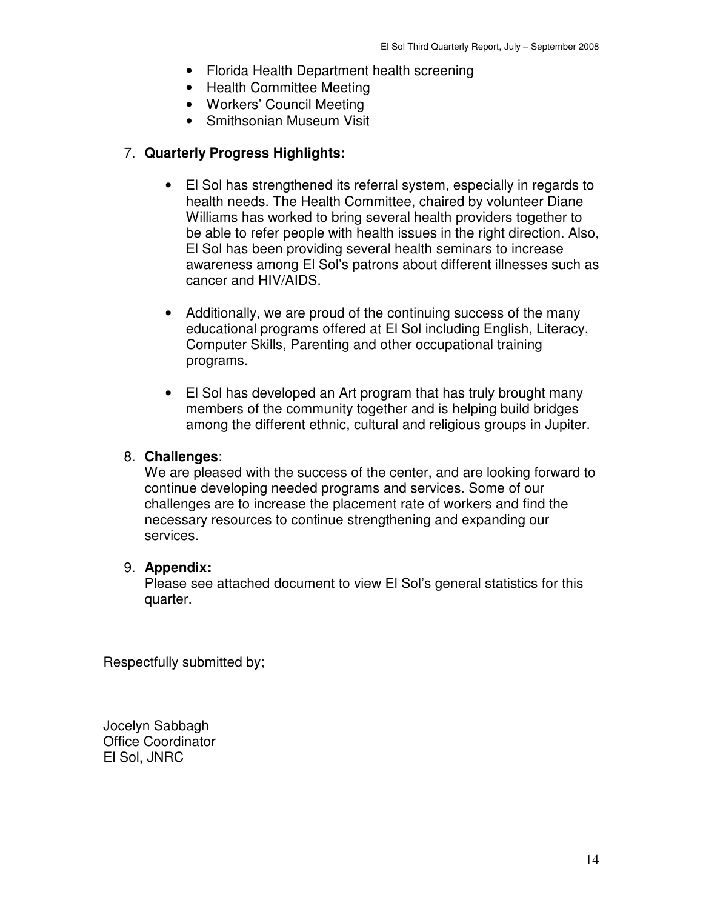- Florida Health Department health screening
- Health Committee Meeting
- Workers' Council Meeting
- Smithsonian Museum Visit

7. **Quarterly Progress Highlights:**

   - El Sol has strengthened its referral system, especially in regards to health needs. The Health Committee, chaired by volunteer Diane Williams has worked to bring several health providers together to be able to refer people with health issues in the right direction. Also, El Sol has been providing several health seminars to increase awareness among El Sol's patrons about different illnesses such as cancer and HIV/AIDS.

   - Additionally, we are proud of the continuing success of the many educational programs offered at El Sol including English, Literacy, Computer Skills, Parenting and other occupational training programs.

   - El Sol has developed an Art program that has truly brought many members of the community together and is helping build bridges among the different ethnic, cultural and religious groups in Jupiter.

8. **Challenges**:
   We are pleased with the success of the center, and are looking forward to continue developing needed programs and services. Some of our challenges are to increase the placement rate of workers and find the necessary resources to continue strengthening and expanding our services.

9. **Appendix:**
   Please see attached document to view El Sol's general statistics for this quarter.

Respectfully submitted by;

Jocelyn Sabbagh
Office Coordinator
El Sol, JNRC